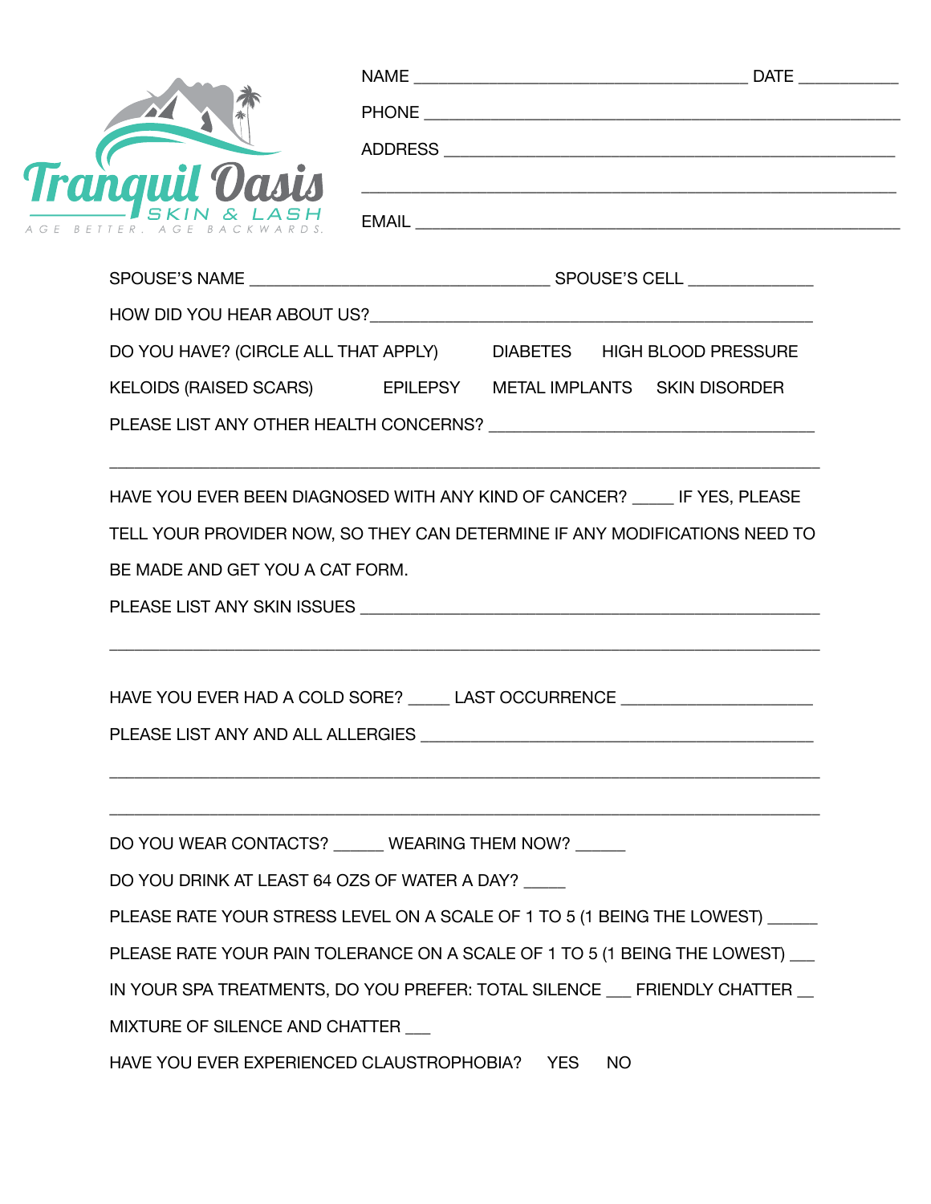# Tranquil Oasis

SKIN & LASH

AGE BETTER. AGE BACKWARDS.

NAME ________________________________________ DATE ___________

PHONE ____________________________________________________

ADDRESS __________________________________________________

__________________________________________________________

EMAIL ____________________________________________________

SPOUSE'S NAME ___________________________________ SPOUSE'S CELL ______________

HOW DID YOU HEAR ABOUT US?_______________________________________________

DO YOU HAVE? (CIRCLE ALL THAT APPLY) DIABETES HIGH BLOOD PRESSURE

KELOIDS (RAISED SCARS) EPILEPSY METAL IMPLANTS SKIN DISORDER

PLEASE LIST ANY OTHER HEALTH CONCERNS? ____________________________________

__________________________________________________________________________

HAVE YOU EVER BEEN DIAGNOSED WITH ANY KIND OF CANCER? _____ IF YES, PLEASE TELL YOUR PROVIDER NOW, SO THEY CAN DETERMINE IF ANY MODIFICATIONS NEED TO BE MADE AND GET YOU A CAT FORM.

PLEASE LIST ANY SKIN ISSUES _____________________________________________

__________________________________________________________________________

HAVE YOU EVER HAD A COLD SORE? _____ LAST OCCURRENCE _____________________

PLEASE LIST ANY AND ALL ALLERGIES _________________________________________

__________________________________________________________________________

__________________________________________________________________________

DO YOU WEAR CONTACTS? ______ WEARING THEM NOW? ______

DO YOU DRINK AT LEAST 64 OZS OF WATER A DAY? _____

PLEASE RATE YOUR STRESS LEVEL ON A SCALE OF 1 TO 5 (1 BEING THE LOWEST) ______

PLEASE RATE YOUR PAIN TOLERANCE ON A SCALE OF 1 TO 5 (1 BEING THE LOWEST) ___

IN YOUR SPA TREATMENTS, DO YOU PREFER: TOTAL SILENCE ___ FRIENDLY CHATTER __

MIXTURE OF SILENCE AND CHATTER ___

HAVE YOU EVER EXPERIENCED CLAUSTROPHOBIA? YES NO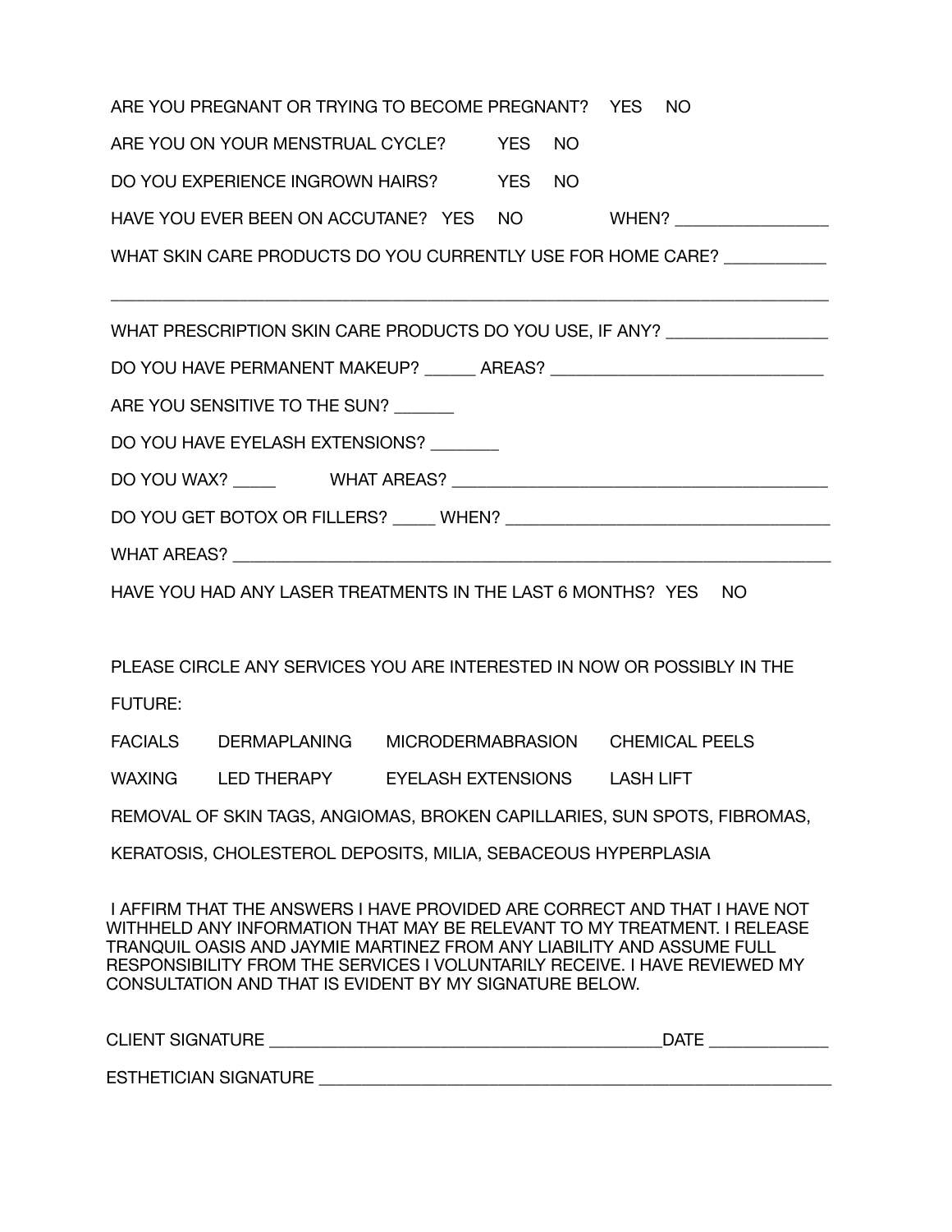ARE YOU PREGNANT OR TRYING TO BECOME PREGNANT?   YES   NO

ARE YOU ON YOUR MENSTRUAL CYCLE?   YES   NO

DO YOU EXPERIENCE INGROWN HAIRS?   YES   NO

HAVE YOU EVER BEEN ON ACCUTANE?   YES   NO   WHEN? _________________

WHAT SKIN CARE PRODUCTS DO YOU CURRENTLY USE FOR HOME CARE? ___________

_______________________________________________________________________________

WHAT PRESCRIPTION SKIN CARE PRODUCTS DO YOU USE, IF ANY? _________________

DO YOU HAVE PERMANENT MAKEUP? ______ AREAS? ______________________________

ARE YOU SENSITIVE TO THE SUN? _______

DO YOU HAVE EYELASH EXTENSIONS? ________

DO YOU WAX? _____   WHAT AREAS? __________________________________________

DO YOU GET BOTOX OR FILLERS? _____ WHEN? ___________________________________

WHAT AREAS? ____________________________________________________________________

HAVE YOU HAD ANY LASER TREATMENTS IN THE LAST 6 MONTHS?   YES   NO

PLEASE CIRCLE ANY SERVICES YOU ARE INTERESTED IN NOW OR POSSIBLY IN THE FUTURE:

FACIALS   DERMAPLANING   MICRODERMABRASION   CHEMICAL PEELS

WAXING   LED THERAPY   EYELASH EXTENSIONS   LASH LIFT

REMOVAL OF SKIN TAGS, ANGIOMAS, BROKEN CAPILLARIES, SUN SPOTS, FIBROMAS, KERATOSIS, CHOLESTEROL DEPOSITS, MILIA, SEBACEOUS HYPERPLASIA

I AFFIRM THAT THE ANSWERS I HAVE PROVIDED ARE CORRECT AND THAT I HAVE NOT WITHHELD ANY INFORMATION THAT MAY BE RELEVANT TO MY TREATMENT. I RELEASE TRANQUIL OASIS AND JAYMIE MARTINEZ FROM ANY LIABILITY AND ASSUME FULL RESPONSIBILITY FROM THE SERVICES I VOLUNTARILY RECEIVE. I HAVE REVIEWED MY CONSULTATION AND THAT IS EVIDENT BY MY SIGNATURE BELOW.

CLIENT SIGNATURE _____________________________________________DATE _____________

ESTHETICIAN SIGNATURE _________________________________________________________